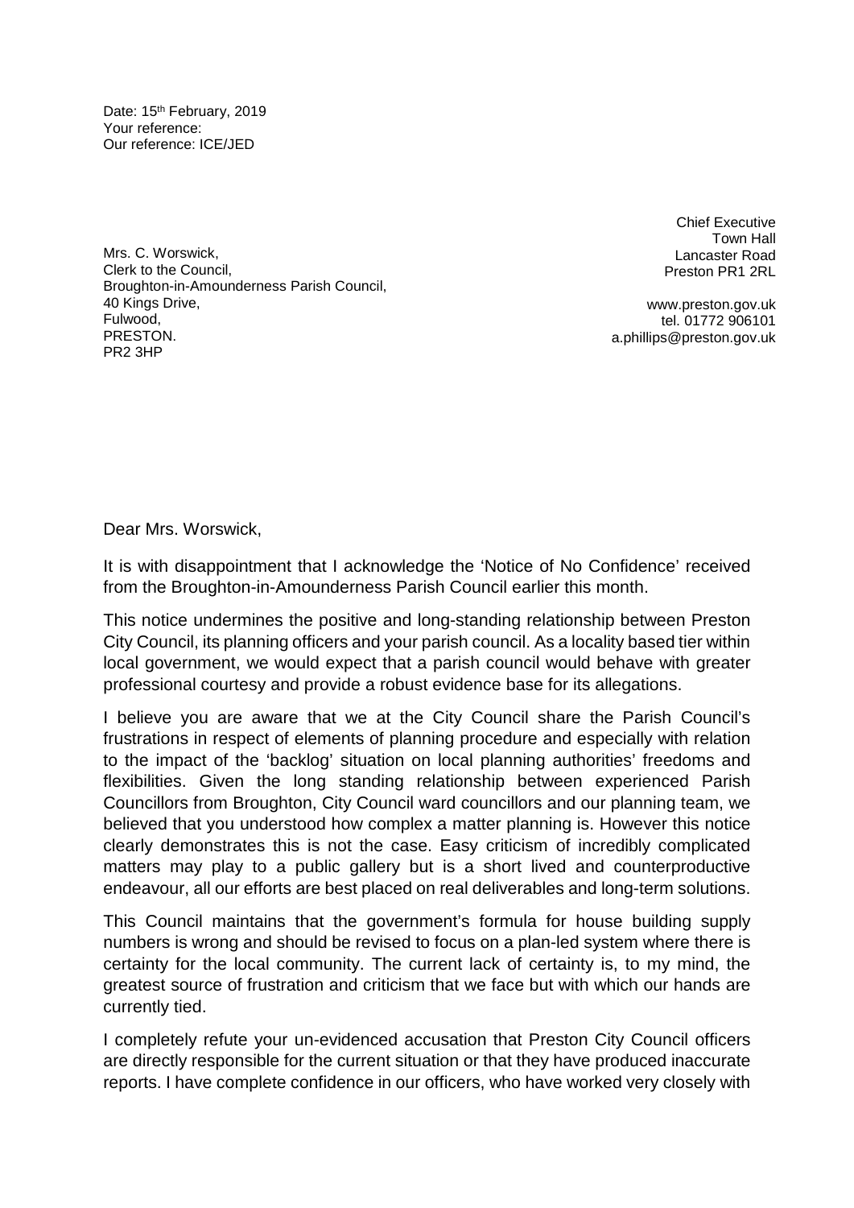Date: 15th February, 2019
Your reference:
Our reference: ICE/JED

Chief Executive
Town Hall
Lancaster Road
Preston PR1 2RL

www.preston.gov.uk
tel. 01772 906101
a.phillips@preston.gov.uk

Mrs. C. Worswick,
Clerk to the Council,
Broughton-in-Amounderness Parish Council,
40 Kings Drive,
Fulwood,
PRESTON.
PR2 3HP

Dear Mrs. Worswick,

It is with disappointment that I acknowledge the 'Notice of No Confidence' received from the Broughton-in-Amounderness Parish Council earlier this month.

This notice undermines the positive and long-standing relationship between Preston City Council, its planning officers and your parish council. As a locality based tier within local government, we would expect that a parish council would behave with greater professional courtesy and provide a robust evidence base for its allegations.

I believe you are aware that we at the City Council share the Parish Council's frustrations in respect of elements of planning procedure and especially with relation to the impact of the 'backlog' situation on local planning authorities' freedoms and flexibilities. Given the long standing relationship between experienced Parish Councillors from Broughton, City Council ward councillors and our planning team, we believed that you understood how complex a matter planning is. However this notice clearly demonstrates this is not the case. Easy criticism of incredibly complicated matters may play to a public gallery but is a short lived and counterproductive endeavour, all our efforts are best placed on real deliverables and long-term solutions.

This Council maintains that the government's formula for house building supply numbers is wrong and should be revised to focus on a plan-led system where there is certainty for the local community. The current lack of certainty is, to my mind, the greatest source of frustration and criticism that we face but with which our hands are currently tied.

I completely refute your un-evidenced accusation that Preston City Council officers are directly responsible for the current situation or that they have produced inaccurate reports. I have complete confidence in our officers, who have worked very closely with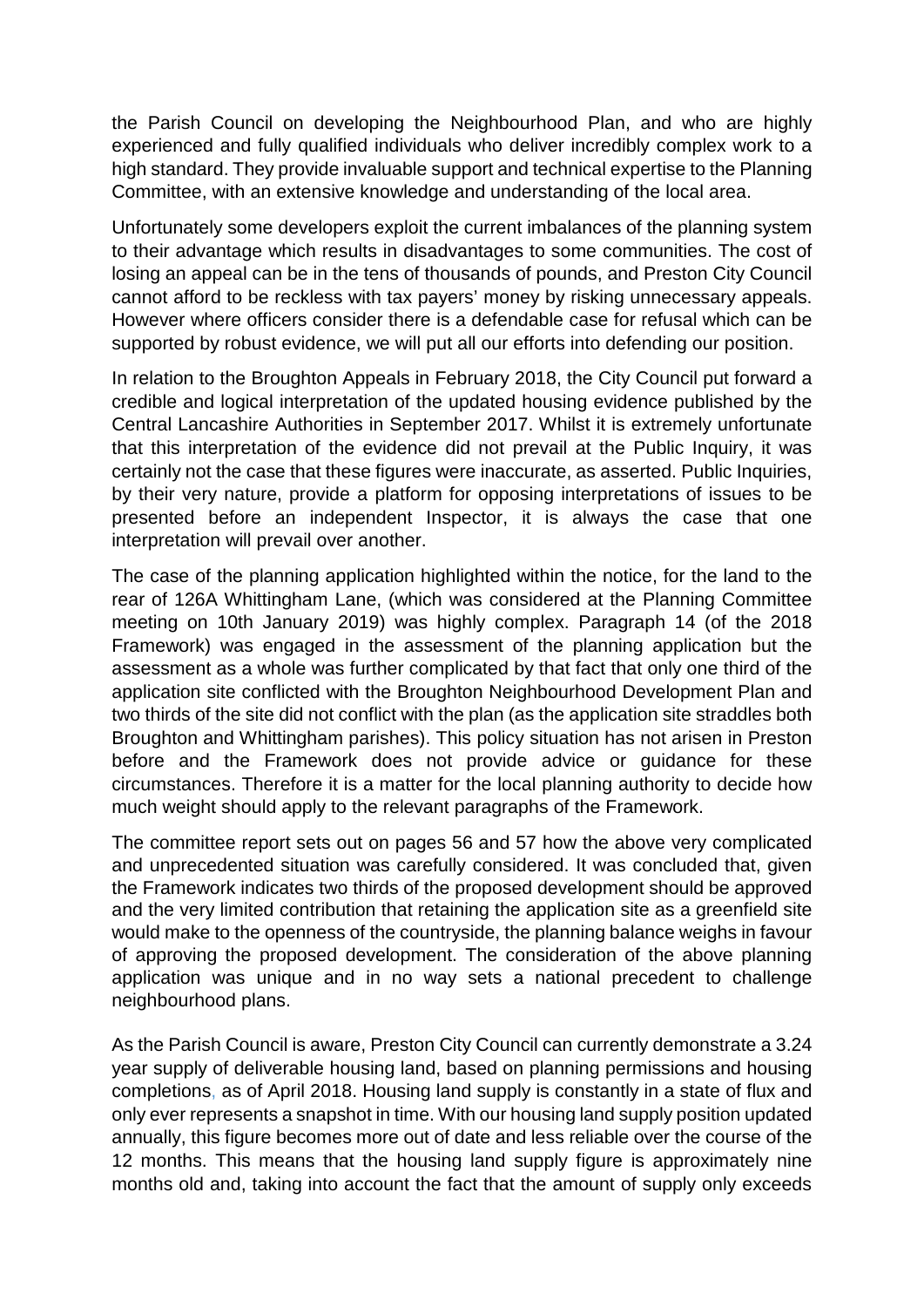the Parish Council on developing the Neighbourhood Plan, and who are highly experienced and fully qualified individuals who deliver incredibly complex work to a high standard. They provide invaluable support and technical expertise to the Planning Committee, with an extensive knowledge and understanding of the local area.

Unfortunately some developers exploit the current imbalances of the planning system to their advantage which results in disadvantages to some communities. The cost of losing an appeal can be in the tens of thousands of pounds, and Preston City Council cannot afford to be reckless with tax payers' money by risking unnecessary appeals. However where officers consider there is a defendable case for refusal which can be supported by robust evidence, we will put all our efforts into defending our position.

In relation to the Broughton Appeals in February 2018, the City Council put forward a credible and logical interpretation of the updated housing evidence published by the Central Lancashire Authorities in September 2017. Whilst it is extremely unfortunate that this interpretation of the evidence did not prevail at the Public Inquiry, it was certainly not the case that these figures were inaccurate, as asserted. Public Inquiries, by their very nature, provide a platform for opposing interpretations of issues to be presented before an independent Inspector, it is always the case that one interpretation will prevail over another.

The case of the planning application highlighted within the notice, for the land to the rear of 126A Whittingham Lane, (which was considered at the Planning Committee meeting on 10th January 2019) was highly complex. Paragraph 14 (of the 2018 Framework) was engaged in the assessment of the planning application but the assessment as a whole was further complicated by that fact that only one third of the application site conflicted with the Broughton Neighbourhood Development Plan and two thirds of the site did not conflict with the plan (as the application site straddles both Broughton and Whittingham parishes). This policy situation has not arisen in Preston before and the Framework does not provide advice or guidance for these circumstances. Therefore it is a matter for the local planning authority to decide how much weight should apply to the relevant paragraphs of the Framework.

The committee report sets out on pages 56 and 57 how the above very complicated and unprecedented situation was carefully considered. It was concluded that, given the Framework indicates two thirds of the proposed development should be approved and the very limited contribution that retaining the application site as a greenfield site would make to the openness of the countryside, the planning balance weighs in favour of approving the proposed development. The consideration of the above planning application was unique and in no way sets a national precedent to challenge neighbourhood plans.

As the Parish Council is aware, Preston City Council can currently demonstrate a 3.24 year supply of deliverable housing land, based on planning permissions and housing completions, as of April 2018. Housing land supply is constantly in a state of flux and only ever represents a snapshot in time. With our housing land supply position updated annually, this figure becomes more out of date and less reliable over the course of the 12 months. This means that the housing land supply figure is approximately nine months old and, taking into account the fact that the amount of supply only exceeds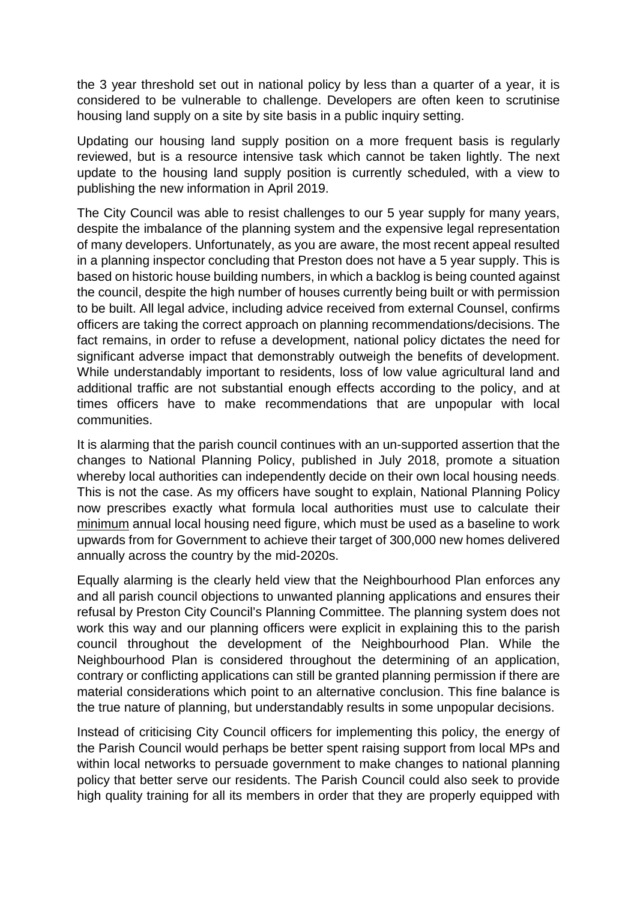the 3 year threshold set out in national policy by less than a quarter of a year, it is considered to be vulnerable to challenge. Developers are often keen to scrutinise housing land supply on a site by site basis in a public inquiry setting.

Updating our housing land supply position on a more frequent basis is regularly reviewed, but is a resource intensive task which cannot be taken lightly. The next update to the housing land supply position is currently scheduled, with a view to publishing the new information in April 2019.

The City Council was able to resist challenges to our 5 year supply for many years, despite the imbalance of the planning system and the expensive legal representation of many developers. Unfortunately, as you are aware, the most recent appeal resulted in a planning inspector concluding that Preston does not have a 5 year supply. This is based on historic house building numbers, in which a backlog is being counted against the council, despite the high number of houses currently being built or with permission to be built. All legal advice, including advice received from external Counsel, confirms officers are taking the correct approach on planning recommendations/decisions. The fact remains, in order to refuse a development, national policy dictates the need for significant adverse impact that demonstrably outweigh the benefits of development. While understandably important to residents, loss of low value agricultural land and additional traffic are not substantial enough effects according to the policy, and at times officers have to make recommendations that are unpopular with local communities.

It is alarming that the parish council continues with an un-supported assertion that the changes to National Planning Policy, published in July 2018, promote a situation whereby local authorities can independently decide on their own local housing needs. This is not the case. As my officers have sought to explain, National Planning Policy now prescribes exactly what formula local authorities must use to calculate their <u>minimum</u> annual local housing need figure, which must be used as a baseline to work upwards from for Government to achieve their target of 300,000 new homes delivered annually across the country by the mid-2020s.

Equally alarming is the clearly held view that the Neighbourhood Plan enforces any and all parish council objections to unwanted planning applications and ensures their refusal by Preston City Council's Planning Committee. The planning system does not work this way and our planning officers were explicit in explaining this to the parish council throughout the development of the Neighbourhood Plan. While the Neighbourhood Plan is considered throughout the determining of an application, contrary or conflicting applications can still be granted planning permission if there are material considerations which point to an alternative conclusion. This fine balance is the true nature of planning, but understandably results in some unpopular decisions.

Instead of criticising City Council officers for implementing this policy, the energy of the Parish Council would perhaps be better spent raising support from local MPs and within local networks to persuade government to make changes to national planning policy that better serve our residents. The Parish Council could also seek to provide high quality training for all its members in order that they are properly equipped with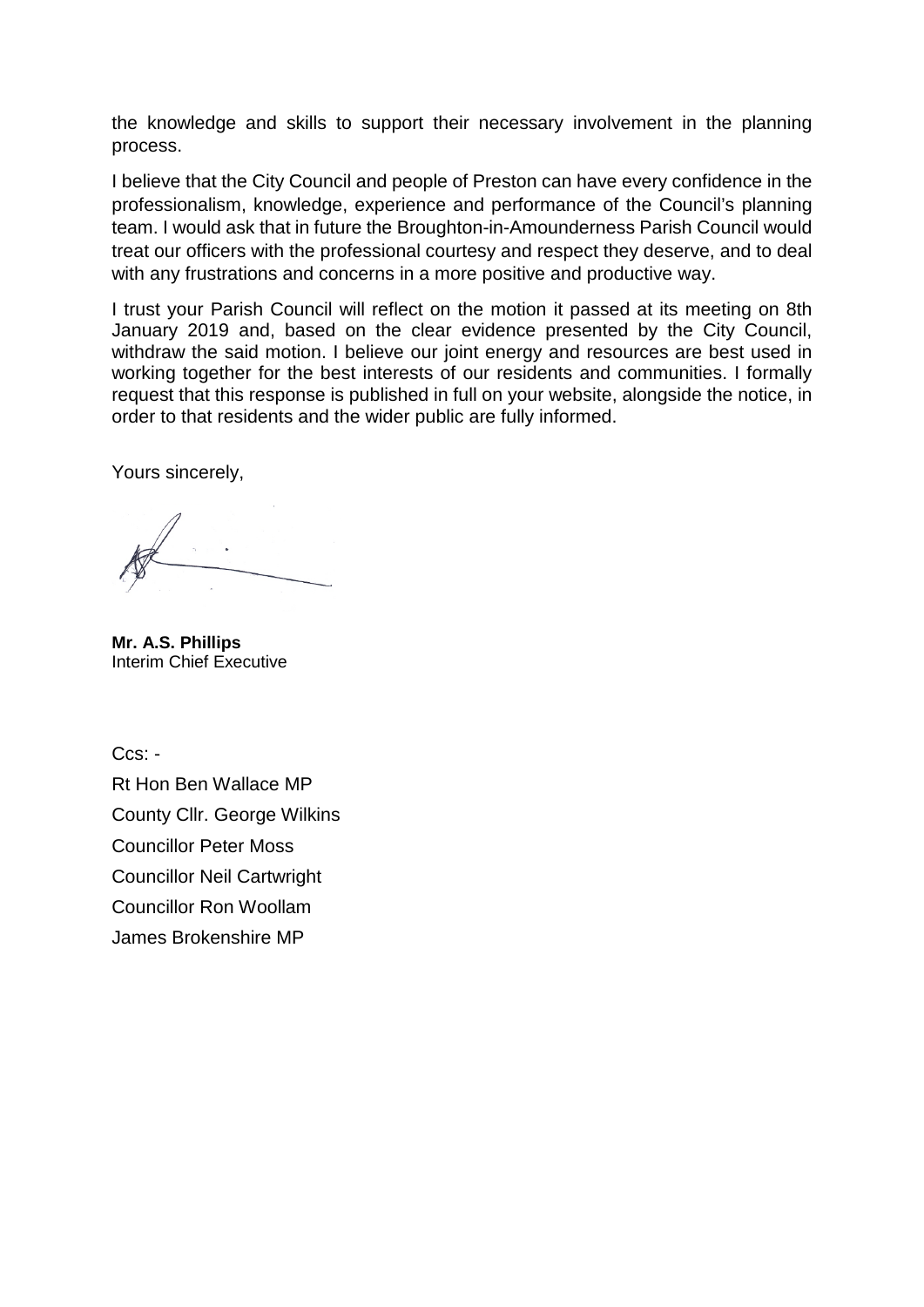the knowledge and skills to support their necessary involvement in the planning process.

I believe that the City Council and people of Preston can have every confidence in the professionalism, knowledge, experience and performance of the Council's planning team. I would ask that in future the Broughton-in-Amounderness Parish Council would treat our officers with the professional courtesy and respect they deserve, and to deal with any frustrations and concerns in a more positive and productive way.

I trust your Parish Council will reflect on the motion it passed at its meeting on 8th January 2019 and, based on the clear evidence presented by the City Council, withdraw the said motion. I believe our joint energy and resources are best used in working together for the best interests of our residents and communities. I formally request that this response is published in full on your website, alongside the notice, in order to that residents and the wider public are fully informed.

Yours sincerely,

**Mr. A.S. Phillips**
Interim Chief Executive

Ccs: -

Rt Hon Ben Wallace MP

County Cllr. George Wilkins

Councillor Peter Moss

Councillor Neil Cartwright

Councillor Ron Woollam

James Brokenshire MP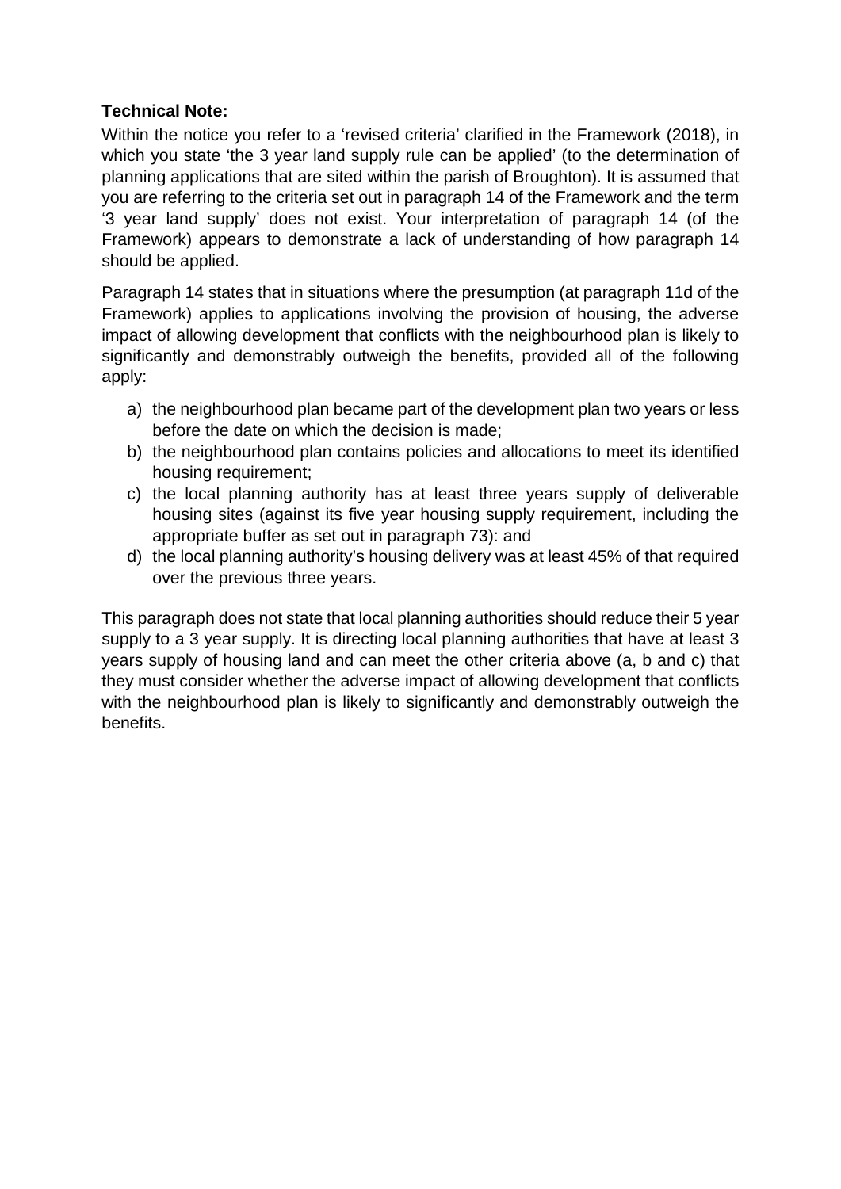**Technical Note:**

Within the notice you refer to a 'revised criteria' clarified in the Framework (2018), in which you state 'the 3 year land supply rule can be applied' (to the determination of planning applications that are sited within the parish of Broughton). It is assumed that you are referring to the criteria set out in paragraph 14 of the Framework and the term '3 year land supply' does not exist. Your interpretation of paragraph 14 (of the Framework) appears to demonstrate a lack of understanding of how paragraph 14 should be applied.

Paragraph 14 states that in situations where the presumption (at paragraph 11d of the Framework) applies to applications involving the provision of housing, the adverse impact of allowing development that conflicts with the neighbourhood plan is likely to significantly and demonstrably outweigh the benefits, provided all of the following apply:

a) the neighbourhood plan became part of the development plan two years or less before the date on which the decision is made;
b) the neighbourhood plan contains policies and allocations to meet its identified housing requirement;
c) the local planning authority has at least three years supply of deliverable housing sites (against its five year housing supply requirement, including the appropriate buffer as set out in paragraph 73): and
d) the local planning authority's housing delivery was at least 45% of that required over the previous three years.

This paragraph does not state that local planning authorities should reduce their 5 year supply to a 3 year supply. It is directing local planning authorities that have at least 3 years supply of housing land and can meet the other criteria above (a, b and c) that they must consider whether the adverse impact of allowing development that conflicts with the neighbourhood plan is likely to significantly and demonstrably outweigh the benefits.